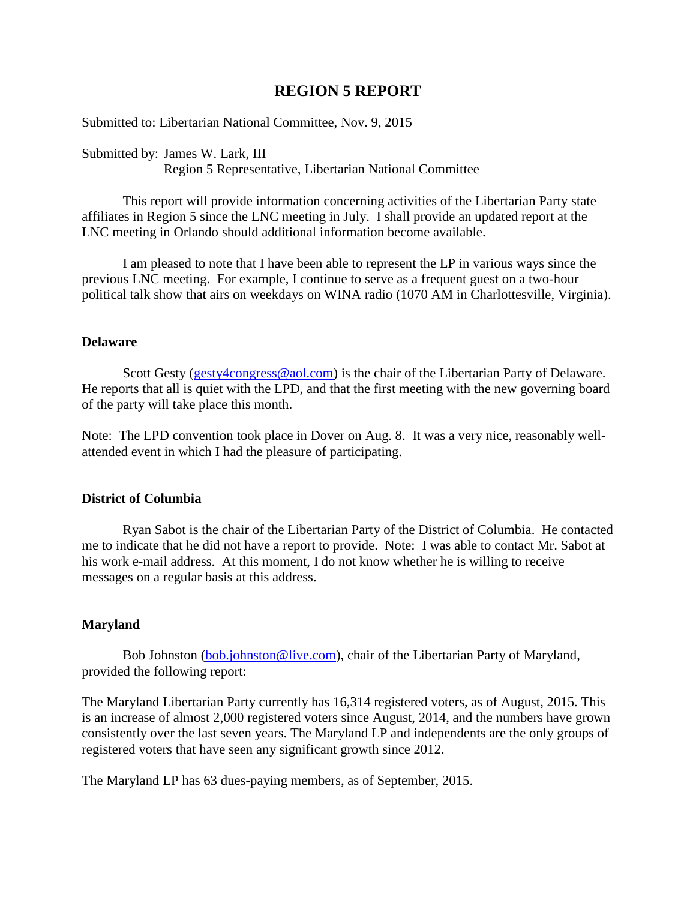# REGION 5 REPORT

Submitted to: Libertarian National Committee, Nov. 9, 2015

Submitted by: James W. Lark, III
Region 5 Representative, Libertarian National Committee

This report will provide information concerning activities of the Libertarian Party state affiliates in Region 5 since the LNC meeting in July. I shall provide an updated report at the LNC meeting in Orlando should additional information become available.

I am pleased to note that I have been able to represent the LP in various ways since the previous LNC meeting. For example, I continue to serve as a frequent guest on a two-hour political talk show that airs on weekdays on WINA radio (1070 AM in Charlottesville, Virginia).

## Delaware

Scott Gesty (gesty4congress@aol.com) is the chair of the Libertarian Party of Delaware. He reports that all is quiet with the LPD, and that the first meeting with the new governing board of the party will take place this month.

Note: The LPD convention took place in Dover on Aug. 8. It was a very nice, reasonably well-attended event in which I had the pleasure of participating.

## District of Columbia

Ryan Sabot is the chair of the Libertarian Party of the District of Columbia. He contacted me to indicate that he did not have a report to provide. Note: I was able to contact Mr. Sabot at his work e-mail address. At this moment, I do not know whether he is willing to receive messages on a regular basis at this address.

## Maryland

Bob Johnston (bob.johnston@live.com), chair of the Libertarian Party of Maryland, provided the following report:

The Maryland Libertarian Party currently has 16,314 registered voters, as of August, 2015. This is an increase of almost 2,000 registered voters since August, 2014, and the numbers have grown consistently over the last seven years. The Maryland LP and independents are the only groups of registered voters that have seen any significant growth since 2012.

The Maryland LP has 63 dues-paying members, as of September, 2015.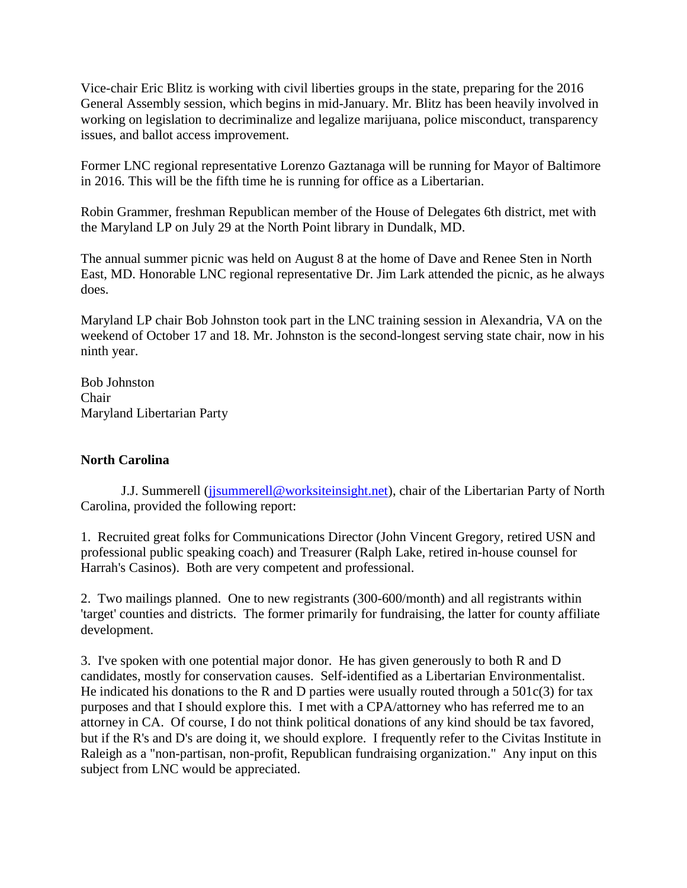Vice-chair Eric Blitz is working with civil liberties groups in the state, preparing for the 2016 General Assembly session, which begins in mid-January. Mr. Blitz has been heavily involved in working on legislation to decriminalize and legalize marijuana, police misconduct, transparency issues, and ballot access improvement.

Former LNC regional representative Lorenzo Gaztanaga will be running for Mayor of Baltimore in 2016. This will be the fifth time he is running for office as a Libertarian.

Robin Grammer, freshman Republican member of the House of Delegates 6th district, met with the Maryland LP on July 29 at the North Point library in Dundalk, MD.

The annual summer picnic was held on August 8 at the home of Dave and Renee Sten in North East, MD. Honorable LNC regional representative Dr. Jim Lark attended the picnic, as he always does.

Maryland LP chair Bob Johnston took part in the LNC training session in Alexandria, VA on the weekend of October 17 and 18. Mr. Johnston is the second-longest serving state chair, now in his ninth year.

Bob Johnston
Chair
Maryland Libertarian Party

**North Carolina**

J.J. Summerell (jjsummerell@worksiteinsight.net), chair of the Libertarian Party of North Carolina, provided the following report:

1. Recruited great folks for Communications Director (John Vincent Gregory, retired USN and professional public speaking coach) and Treasurer (Ralph Lake, retired in-house counsel for Harrah's Casinos). Both are very competent and professional.

2. Two mailings planned. One to new registrants (300-600/month) and all registrants within 'target' counties and districts. The former primarily for fundraising, the latter for county affiliate development.

3. I've spoken with one potential major donor. He has given generously to both R and D candidates, mostly for conservation causes. Self-identified as a Libertarian Environmentalist. He indicated his donations to the R and D parties were usually routed through a 501c(3) for tax purposes and that I should explore this. I met with a CPA/attorney who has referred me to an attorney in CA. Of course, I do not think political donations of any kind should be tax favored, but if the R's and D's are doing it, we should explore. I frequently refer to the Civitas Institute in Raleigh as a "non-partisan, non-profit, Republican fundraising organization." Any input on this subject from LNC would be appreciated.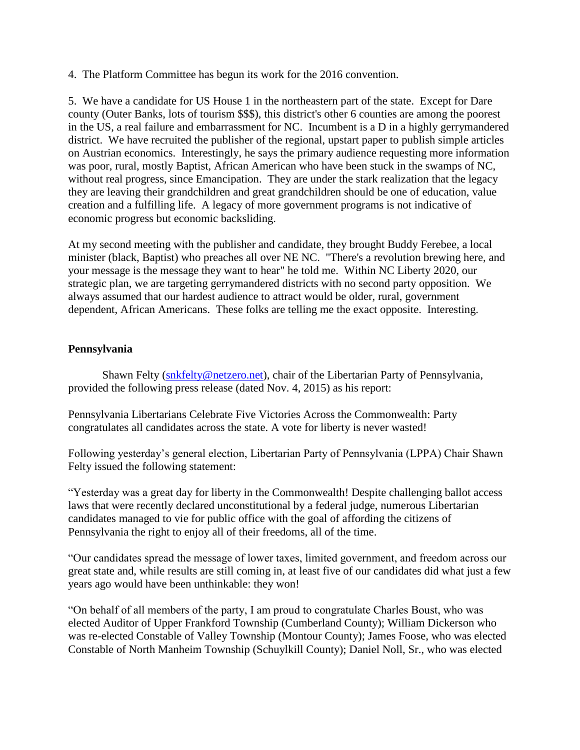4. The Platform Committee has begun its work for the 2016 convention.

5. We have a candidate for US House 1 in the northeastern part of the state. Except for Dare county (Outer Banks, lots of tourism $$$), this district's other 6 counties are among the poorest in the US, a real failure and embarrassment for NC. Incumbent is a D in a highly gerrymandered district. We have recruited the publisher of the regional, upstart paper to publish simple articles on Austrian economics. Interestingly, he says the primary audience requesting more information was poor, rural, mostly Baptist, African American who have been stuck in the swamps of NC, without real progress, since Emancipation. They are under the stark realization that the legacy they are leaving their grandchildren and great grandchildren should be one of education, value creation and a fulfilling life. A legacy of more government programs is not indicative of economic progress but economic backsliding.

At my second meeting with the publisher and candidate, they brought Buddy Ferebee, a local minister (black, Baptist) who preaches all over NE NC. "There's a revolution brewing here, and your message is the message they want to hear" he told me. Within NC Liberty 2020, our strategic plan, we are targeting gerrymandered districts with no second party opposition. We always assumed that our hardest audience to attract would be older, rural, government dependent, African Americans. These folks are telling me the exact opposite. Interesting.

**Pennsylvania**

Shawn Felty (snkfelty@netzero.net), chair of the Libertarian Party of Pennsylvania, provided the following press release (dated Nov. 4, 2015) as his report:

Pennsylvania Libertarians Celebrate Five Victories Across the Commonwealth: Party congratulates all candidates across the state. A vote for liberty is never wasted!

Following yesterday's general election, Libertarian Party of Pennsylvania (LPPA) Chair Shawn Felty issued the following statement:

"Yesterday was a great day for liberty in the Commonwealth! Despite challenging ballot access laws that were recently declared unconstitutional by a federal judge, numerous Libertarian candidates managed to vie for public office with the goal of affording the citizens of Pennsylvania the right to enjoy all of their freedoms, all of the time.

"Our candidates spread the message of lower taxes, limited government, and freedom across our great state and, while results are still coming in, at least five of our candidates did what just a few years ago would have been unthinkable: they won!

"On behalf of all members of the party, I am proud to congratulate Charles Boust, who was elected Auditor of Upper Frankford Township (Cumberland County); William Dickerson who was re-elected Constable of Valley Township (Montour County); James Foose, who was elected Constable of North Manheim Township (Schuylkill County); Daniel Noll, Sr., who was elected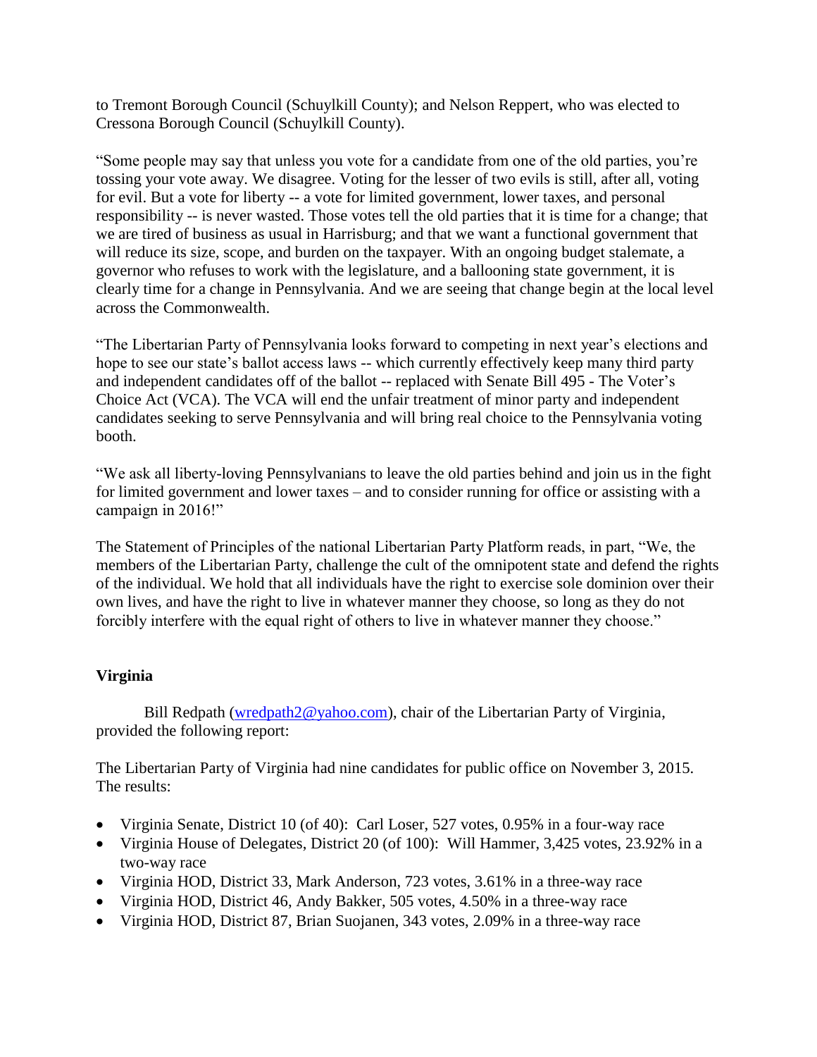to Tremont Borough Council (Schuylkill County); and Nelson Reppert, who was elected to Cressona Borough Council (Schuylkill County).

"Some people may say that unless you vote for a candidate from one of the old parties, you're tossing your vote away. We disagree. Voting for the lesser of two evils is still, after all, voting for evil. But a vote for liberty -- a vote for limited government, lower taxes, and personal responsibility -- is never wasted. Those votes tell the old parties that it is time for a change; that we are tired of business as usual in Harrisburg; and that we want a functional government that will reduce its size, scope, and burden on the taxpayer. With an ongoing budget stalemate, a governor who refuses to work with the legislature, and a ballooning state government, it is clearly time for a change in Pennsylvania. And we are seeing that change begin at the local level across the Commonwealth.

"The Libertarian Party of Pennsylvania looks forward to competing in next year's elections and hope to see our state's ballot access laws -- which currently effectively keep many third party and independent candidates off of the ballot -- replaced with Senate Bill 495 - The Voter's Choice Act (VCA). The VCA will end the unfair treatment of minor party and independent candidates seeking to serve Pennsylvania and will bring real choice to the Pennsylvania voting booth.

"We ask all liberty-loving Pennsylvanians to leave the old parties behind and join us in the fight for limited government and lower taxes – and to consider running for office or assisting with a campaign in 2016!"

The Statement of Principles of the national Libertarian Party Platform reads, in part, "We, the members of the Libertarian Party, challenge the cult of the omnipotent state and defend the rights of the individual. We hold that all individuals have the right to exercise sole dominion over their own lives, and have the right to live in whatever manner they choose, so long as they do not forcibly interfere with the equal right of others to live in whatever manner they choose."

**Virginia**

Bill Redpath (wredpath2@yahoo.com), chair of the Libertarian Party of Virginia, provided the following report:

The Libertarian Party of Virginia had nine candidates for public office on November 3, 2015. The results:

- Virginia Senate, District 10 (of 40): Carl Loser, 527 votes, 0.95% in a four-way race
- Virginia House of Delegates, District 20 (of 100): Will Hammer, 3,425 votes, 23.92% in a two-way race
- Virginia HOD, District 33, Mark Anderson, 723 votes, 3.61% in a three-way race
- Virginia HOD, District 46, Andy Bakker, 505 votes, 4.50% in a three-way race
- Virginia HOD, District 87, Brian Suojanen, 343 votes, 2.09% in a three-way race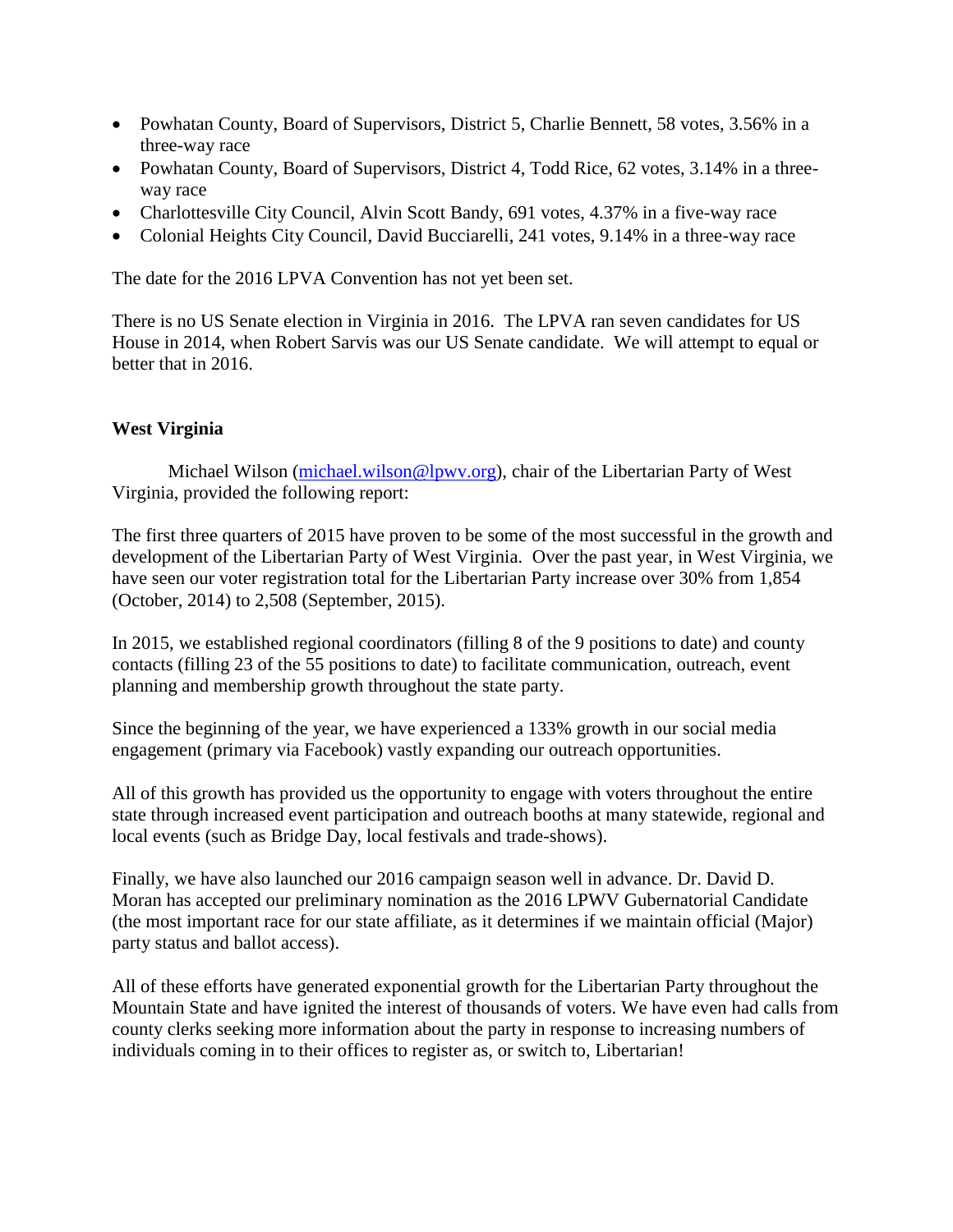- Powhatan County, Board of Supervisors, District 5, Charlie Bennett, 58 votes, 3.56% in a three-way race
- Powhatan County, Board of Supervisors, District 4, Todd Rice, 62 votes, 3.14% in a three-way race
- Charlottesville City Council, Alvin Scott Bandy, 691 votes, 4.37% in a five-way race
- Colonial Heights City Council, David Bucciarelli, 241 votes, 9.14% in a three-way race

The date for the 2016 LPVA Convention has not yet been set.

There is no US Senate election in Virginia in 2016. The LPVA ran seven candidates for US House in 2014, when Robert Sarvis was our US Senate candidate. We will attempt to equal or better that in 2016.

**West Virginia**

Michael Wilson ([michael.wilson@lpwv.org](mailto:michael.wilson@lpwv.org)), chair of the Libertarian Party of West Virginia, provided the following report:

The first three quarters of 2015 have proven to be some of the most successful in the growth and development of the Libertarian Party of West Virginia. Over the past year, in West Virginia, we have seen our voter registration total for the Libertarian Party increase over 30% from 1,854 (October, 2014) to 2,508 (September, 2015).

In 2015, we established regional coordinators (filling 8 of the 9 positions to date) and county contacts (filling 23 of the 55 positions to date) to facilitate communication, outreach, event planning and membership growth throughout the state party.

Since the beginning of the year, we have experienced a 133% growth in our social media engagement (primary via Facebook) vastly expanding our outreach opportunities.

All of this growth has provided us the opportunity to engage with voters throughout the entire state through increased event participation and outreach booths at many statewide, regional and local events (such as Bridge Day, local festivals and trade-shows).

Finally, we have also launched our 2016 campaign season well in advance. Dr. David D. Moran has accepted our preliminary nomination as the 2016 LPWV Gubernatorial Candidate (the most important race for our state affiliate, as it determines if we maintain official (Major) party status and ballot access).

All of these efforts have generated exponential growth for the Libertarian Party throughout the Mountain State and have ignited the interest of thousands of voters. We have even had calls from county clerks seeking more information about the party in response to increasing numbers of individuals coming in to their offices to register as, or switch to, Libertarian!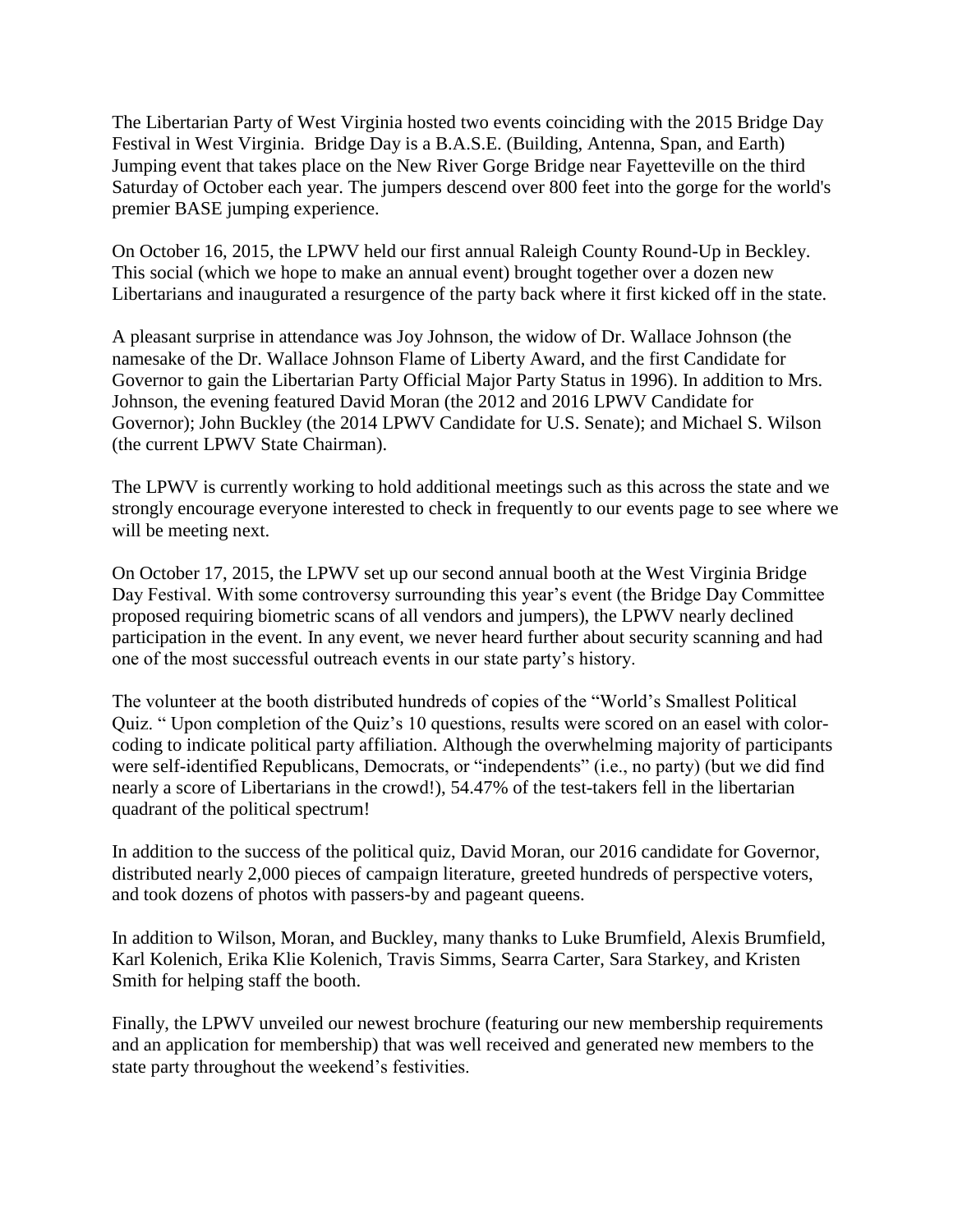The Libertarian Party of West Virginia hosted two events coinciding with the 2015 Bridge Day Festival in West Virginia.  Bridge Day is a B.A.S.E. (Building, Antenna, Span, and Earth) Jumping event that takes place on the New River Gorge Bridge near Fayetteville on the third Saturday of October each year. The jumpers descend over 800 feet into the gorge for the world's premier BASE jumping experience.

On October 16, 2015, the LPWV held our first annual Raleigh County Round-Up in Beckley. This social (which we hope to make an annual event) brought together over a dozen new Libertarians and inaugurated a resurgence of the party back where it first kicked off in the state.

A pleasant surprise in attendance was Joy Johnson, the widow of Dr. Wallace Johnson (the namesake of the Dr. Wallace Johnson Flame of Liberty Award, and the first Candidate for Governor to gain the Libertarian Party Official Major Party Status in 1996). In addition to Mrs. Johnson, the evening featured David Moran (the 2012 and 2016 LPWV Candidate for Governor); John Buckley (the 2014 LPWV Candidate for U.S. Senate); and Michael S. Wilson (the current LPWV State Chairman).

The LPWV is currently working to hold additional meetings such as this across the state and we strongly encourage everyone interested to check in frequently to our events page to see where we will be meeting next.

On October 17, 2015, the LPWV set up our second annual booth at the West Virginia Bridge Day Festival. With some controversy surrounding this year's event (the Bridge Day Committee proposed requiring biometric scans of all vendors and jumpers), the LPWV nearly declined participation in the event. In any event, we never heard further about security scanning and had one of the most successful outreach events in our state party's history.

The volunteer at the booth distributed hundreds of copies of the "World's Smallest Political Quiz. " Upon completion of the Quiz's 10 questions, results were scored on an easel with color-coding to indicate political party affiliation. Although the overwhelming majority of participants were self-identified Republicans, Democrats, or "independents" (i.e., no party) (but we did find nearly a score of Libertarians in the crowd!), 54.47% of the test-takers fell in the libertarian quadrant of the political spectrum!

In addition to the success of the political quiz, David Moran, our 2016 candidate for Governor, distributed nearly 2,000 pieces of campaign literature, greeted hundreds of perspective voters, and took dozens of photos with passers-by and pageant queens.

In addition to Wilson, Moran, and Buckley, many thanks to Luke Brumfield, Alexis Brumfield, Karl Kolenich, Erika Klie Kolenich, Travis Simms, Searra Carter, Sara Starkey, and Kristen Smith for helping staff the booth.

Finally, the LPWV unveiled our newest brochure (featuring our new membership requirements and an application for membership) that was well received and generated new members to the state party throughout the weekend's festivities.